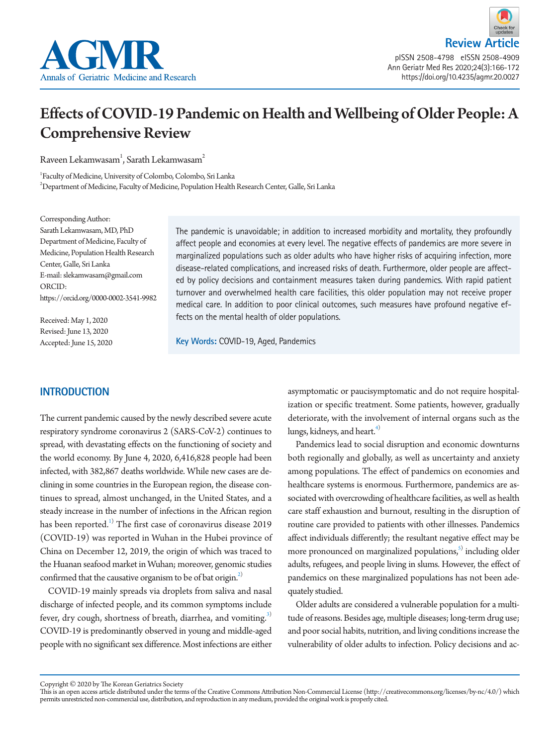Review Article

pISSN 2508-4798 eISSN 2508-4909
https://doi.org/10.4235/agmr.20.0027

# Effects of COVID-19 Pandemic on Health and Wellbeing of Older People: A Comprehensive Review

Raveen Lekamwasam[1], Sarath Lekamwasam[2]

[1]Faculty of Medicine, University of Colombo, Colombo, Sri Lanka
[2]Department of Medicine, Faculty of Medicine, Population Health Research Center, Galle, Sri Lanka

Corresponding Author:
Sarath Lekamwasam, MD, PhD
Department of Medicine, Faculty of Medicine, Population Health Research Center, Galle, Sri Lanka
E-mail: slekamwasam@gmail.com
ORCID: https://orcid.org/0000-0002-3541-9982

Received: May 1, 2020
Revised: June 13, 2020
Accepted: June 15, 2020

The pandemic is unavoidable; in addition to increased morbidity and mortality, they profoundly affect people and economies at every level. The negative effects of pandemics are more severe in marginalized populations such as older adults who have higher risks of acquiring infection, more disease-related complications, and increased risks of death. Furthermore, older people are affected by policy decisions and containment measures taken during pandemics. With rapid patient turnover and overwhelmed health care facilities, this older population may not receive proper medical care. In addition to poor clinical outcomes, such measures have profound negative effects on the mental health of older populations.

**Key Words:** COVID-19, Aged, Pandemics

## INTRODUCTION

The current pandemic caused by the newly described severe acute respiratory syndrome coronavirus 2 (SARS-CoV-2) continues to spread, with devastating effects on the functioning of society and the world economy. By June 4, 2020, 6,416,828 people had been infected, with 382,867 deaths worldwide. While new cases are declining in some countries in the European region, the disease continues to spread, almost unchanged, in the United States, and a steady increase in the number of infections in the African region has been reported.[1] The first case of coronavirus disease 2019 (COVID-19) was reported in Wuhan in the Hubei province of China on December 12, 2019, the origin of which was traced to the Huanan seafood market in Wuhan; moreover, genomic studies confirmed that the causative organism to be of bat origin.[2]

COVID-19 mainly spreads via droplets from saliva and nasal discharge of infected people, and its common symptoms include fever, dry cough, shortness of breath, diarrhea, and vomiting.[3] COVID-19 is predominantly observed in young and middle-aged people with no significant sex difference. Most infections are either asymptomatic or paucisymptomatic and do not require hospitalization or specific treatment. Some patients, however, gradually deteriorate, with the involvement of internal organs such as the lungs, kidneys, and heart.[4]

Pandemics lead to social disruption and economic downturns both regionally and globally, as well as uncertainty and anxiety among populations. The effect of pandemics on economies and healthcare systems is enormous. Furthermore, pandemics are associated with overcrowding of healthcare facilities, as well as health care staff exhaustion and burnout, resulting in the disruption of routine care provided to patients with other illnesses. Pandemics affect individuals differently; the resultant negative effect may be more pronounced on marginalized populations,[5] including older adults, refugees, and people living in slums. However, the effect of pandemics on these marginalized populations has not been adequately studied.

Older adults are considered a vulnerable population for a multitude of reasons. Besides age, multiple diseases; long-term drug use; and poor social habits, nutrition, and living conditions increase the vulnerability of older adults to infection. Policy decisions and ac-

Copyright © 2020 by The Korean Geriatrics Society
This is an open access article distributed under the terms of the Creative Commons Attribution Non-Commercial License (http://creativecommons.org/licenses/by-nc/4.0/) which permits unrestricted non-commercial use, distribution, and reproduction in any medium, provided the original work is properly cited.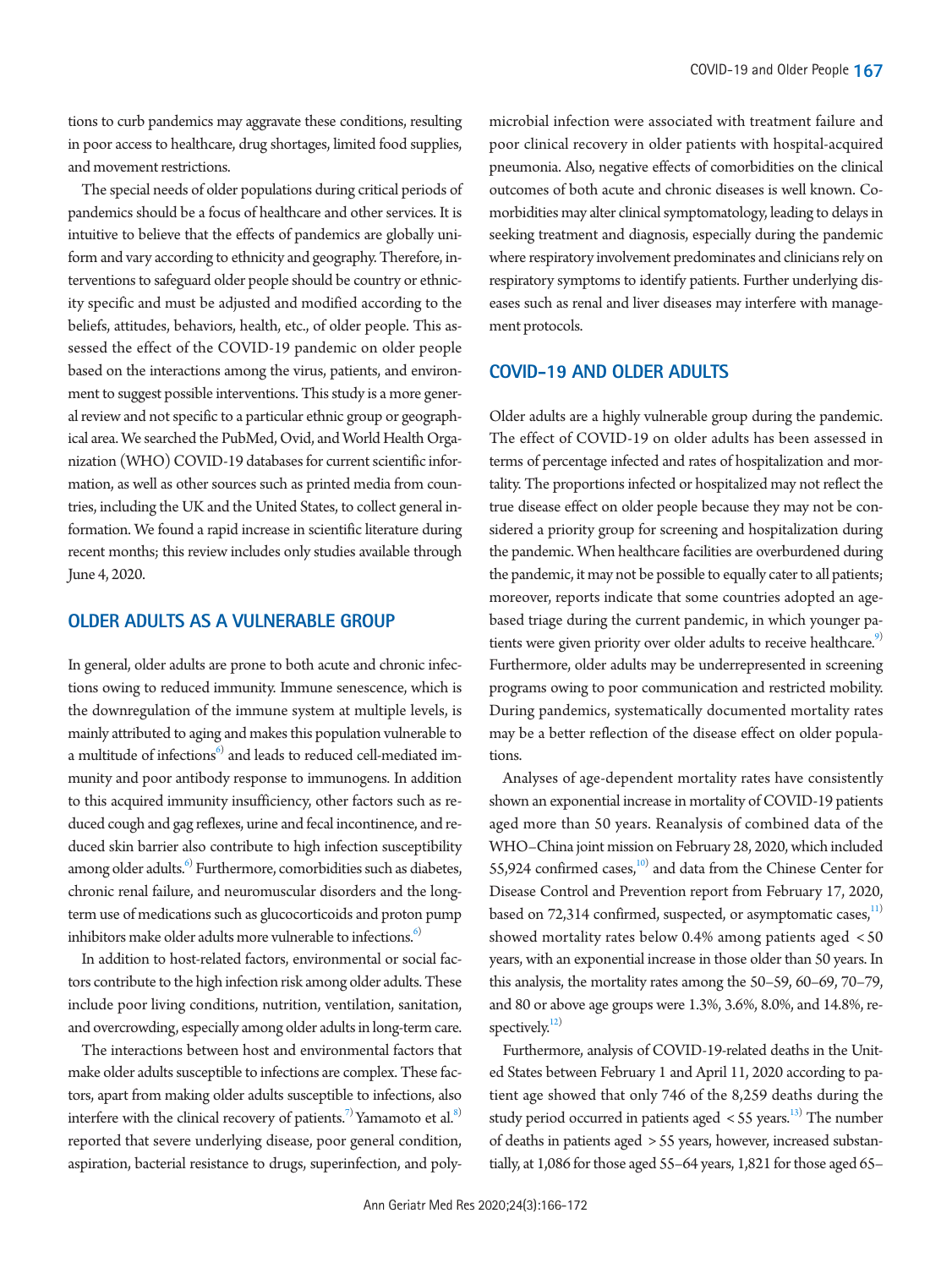tions to curb pandemics may aggravate these conditions, resulting in poor access to healthcare, drug shortages, limited food supplies, and movement restrictions.

The special needs of older populations during critical periods of pandemics should be a focus of healthcare and other services. It is intuitive to believe that the effects of pandemics are globally uniform and vary according to ethnicity and geography. Therefore, interventions to safeguard older people should be country or ethnicity specific and must be adjusted and modified according to the beliefs, attitudes, behaviors, health, etc., of older people. This assessed the effect of the COVID-19 pandemic on older people based on the interactions among the virus, patients, and environment to suggest possible interventions. This study is a more general review and not specific to a particular ethnic group or geographical area. We searched the PubMed, Ovid, and World Health Organization (WHO) COVID-19 databases for current scientific information, as well as other sources such as printed media from countries, including the UK and the United States, to collect general information. We found a rapid increase in scientific literature during recent months; this review includes only studies available through June 4, 2020.

## OLDER ADULTS AS A VULNERABLE GROUP

In general, older adults are prone to both acute and chronic infections owing to reduced immunity. Immune senescence, which is the downregulation of the immune system at multiple levels, is mainly attributed to aging and makes this population vulnerable to a multitude of infections[6] and leads to reduced cell-mediated immunity and poor antibody response to immunogens. In addition to this acquired immunity insufficiency, other factors such as reduced cough and gag reflexes, urine and fecal incontinence, and reduced skin barrier also contribute to high infection susceptibility among older adults.[6] Furthermore, comorbidities such as diabetes, chronic renal failure, and neuromuscular disorders and the long-term use of medications such as glucocorticoids and proton pump inhibitors make older adults more vulnerable to infections.[6]

In addition to host-related factors, environmental or social factors contribute to the high infection risk among older adults. These include poor living conditions, nutrition, ventilation, sanitation, and overcrowding, especially among older adults in long-term care.

The interactions between host and environmental factors that make older adults susceptible to infections are complex. These factors, apart from making older adults susceptible to infections, also interfere with the clinical recovery of patients.[7] Yamamoto et al.[8] reported that severe underlying disease, poor general condition, aspiration, bacterial resistance to drugs, superinfection, and polymicrobial infection were associated with treatment failure and poor clinical recovery in older patients with hospital-acquired pneumonia. Also, negative effects of comorbidities on the clinical outcomes of both acute and chronic diseases is well known. Comorbidities may alter clinical symptomatology, leading to delays in seeking treatment and diagnosis, especially during the pandemic where respiratory involvement predominates and clinicians rely on respiratory symptoms to identify patients. Further underlying diseases such as renal and liver diseases may interfere with management protocols.

## COVID-19 AND OLDER ADULTS

Older adults are a highly vulnerable group during the pandemic. The effect of COVID-19 on older adults has been assessed in terms of percentage infected and rates of hospitalization and mortality. The proportions infected or hospitalized may not reflect the true disease effect on older people because they may not be considered a priority group for screening and hospitalization during the pandemic. When healthcare facilities are overburdened during the pandemic, it may not be possible to equally cater to all patients; moreover, reports indicate that some countries adopted an age-based triage during the current pandemic, in which younger patients were given priority over older adults to receive healthcare.[9] Furthermore, older adults may be underrepresented in screening programs owing to poor communication and restricted mobility. During pandemics, systematically documented mortality rates may be a better reflection of the disease effect on older populations.

Analyses of age-dependent mortality rates have consistently shown an exponential increase in mortality of COVID-19 patients aged more than 50 years. Reanalysis of combined data of the WHO–China joint mission on February 28, 2020, which included 55,924 confirmed cases,[10] and data from the Chinese Center for Disease Control and Prevention report from February 17, 2020, based on 72,314 confirmed, suspected, or asymptomatic cases,[11] showed mortality rates below 0.4% among patients aged < 50 years, with an exponential increase in those older than 50 years. In this analysis, the mortality rates among the 50–59, 60–69, 70–79, and 80 or above age groups were 1.3%, 3.6%, 8.0%, and 14.8%, respectively.[12]

Furthermore, analysis of COVID-19-related deaths in the United States between February 1 and April 11, 2020 according to patient age showed that only 746 of the 8,259 deaths during the study period occurred in patients aged < 55 years.[13] The number of deaths in patients aged > 55 years, however, increased substantially, at 1,086 for those aged 55–64 years, 1,821 for those aged 65–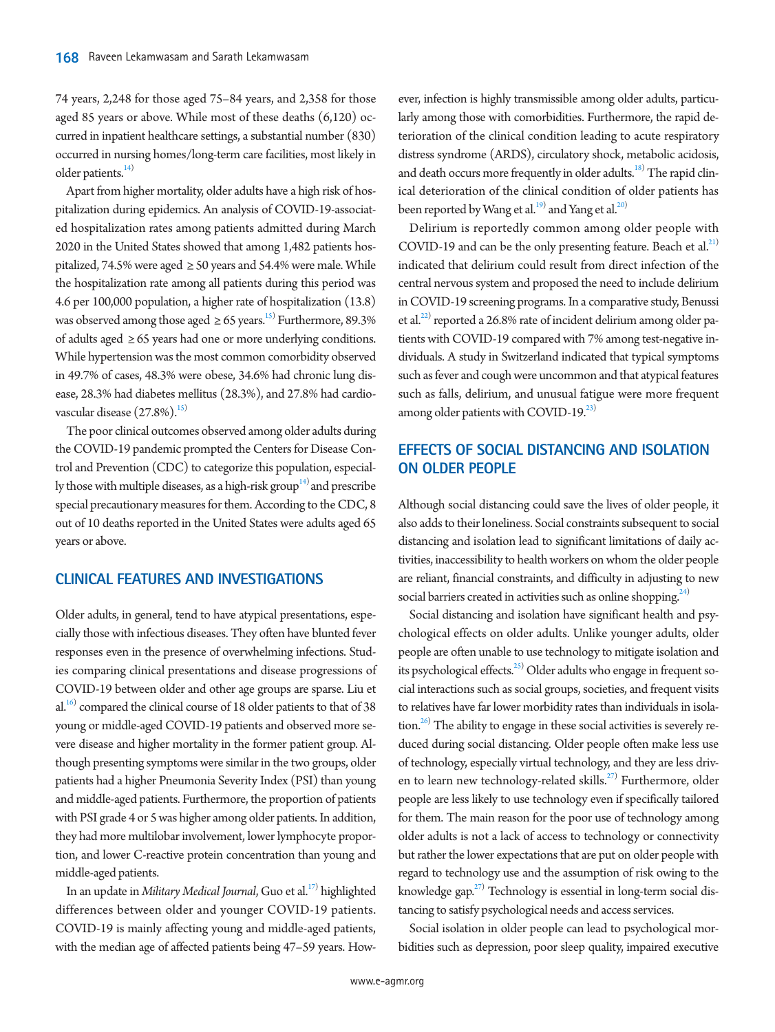74 years, 2,248 for those aged 75–84 years, and 2,358 for those aged 85 years or above. While most of these deaths (6,120) occurred in inpatient healthcare settings, a substantial number (830) occurred in nursing homes/long-term care facilities, most likely in older patients.[14)]

Apart from higher mortality, older adults have a high risk of hospitalization during epidemics. An analysis of COVID-19-associated hospitalization rates among patients admitted during March 2020 in the United States showed that among 1,482 patients hospitalized, 74.5% were aged ≥ 50 years and 54.4% were male. While the hospitalization rate among all patients during this period was 4.6 per 100,000 population, a higher rate of hospitalization (13.8) was observed among those aged ≥ 65 years.[15)] Furthermore, 89.3% of adults aged ≥ 65 years had one or more underlying conditions. While hypertension was the most common comorbidity observed in 49.7% of cases, 48.3% were obese, 34.6% had chronic lung disease, 28.3% had diabetes mellitus (28.3%), and 27.8% had cardiovascular disease (27.8%).[15)]

The poor clinical outcomes observed among older adults during the COVID-19 pandemic prompted the Centers for Disease Control and Prevention (CDC) to categorize this population, especially those with multiple diseases, as a high-risk group[14)] and prescribe special precautionary measures for them. According to the CDC, 8 out of 10 deaths reported in the United States were adults aged 65 years or above.

## CLINICAL FEATURES AND INVESTIGATIONS

Older adults, in general, tend to have atypical presentations, especially those with infectious diseases. They often have blunted fever responses even in the presence of overwhelming infections. Studies comparing clinical presentations and disease progressions of COVID-19 between older and other age groups are sparse. Liu et al.[16)] compared the clinical course of 18 older patients to that of 38 young or middle-aged COVID-19 patients and observed more severe disease and higher mortality in the former patient group. Although presenting symptoms were similar in the two groups, older patients had a higher Pneumonia Severity Index (PSI) than young and middle-aged patients. Furthermore, the proportion of patients with PSI grade 4 or 5 was higher among older patients. In addition, they had more multilobar involvement, lower lymphocyte proportion, and lower C-reactive protein concentration than young and middle-aged patients.

In an update in *Military Medical Journal*, Guo et al.[17)] highlighted differences between older and younger COVID-19 patients. COVID-19 is mainly affecting young and middle-aged patients, with the median age of affected patients being 47–59 years. However, infection is highly transmissible among older adults, particularly among those with comorbidities. Furthermore, the rapid deterioration of the clinical condition leading to acute respiratory distress syndrome (ARDS), circulatory shock, metabolic acidosis, and death occurs more frequently in older adults.[18)] The rapid clinical deterioration of the clinical condition of older patients has been reported by Wang et al.[19)] and Yang et al.[20)]

Delirium is reportedly common among older people with COVID-19 and can be the only presenting feature. Beach et al.[21)] indicated that delirium could result from direct infection of the central nervous system and proposed the need to include delirium in COVID-19 screening programs. In a comparative study, Benussi et al.[22)] reported a 26.8% rate of incident delirium among older patients with COVID-19 compared with 7% among test-negative individuals. A study in Switzerland indicated that typical symptoms such as fever and cough were uncommon and that atypical features such as falls, delirium, and unusual fatigue were more frequent among older patients with COVID-19.[23)]

## EFFECTS OF SOCIAL DISTANCING AND ISOLATION ON OLDER PEOPLE

Although social distancing could save the lives of older people, it also adds to their loneliness. Social constraints subsequent to social distancing and isolation lead to significant limitations of daily activities, inaccessibility to health workers on whom the older people are reliant, financial constraints, and difficulty in adjusting to new social barriers created in activities such as online shopping.[24)]

Social distancing and isolation have significant health and psychological effects on older adults. Unlike younger adults, older people are often unable to use technology to mitigate isolation and its psychological effects.[25)] Older adults who engage in frequent social interactions such as social groups, societies, and frequent visits to relatives have far lower morbidity rates than individuals in isolation.[26)] The ability to engage in these social activities is severely reduced during social distancing. Older people often make less use of technology, especially virtual technology, and they are less driven to learn new technology-related skills.[27)] Furthermore, older people are less likely to use technology even if specifically tailored for them. The main reason for the poor use of technology among older adults is not a lack of access to technology or connectivity but rather the lower expectations that are put on older people with regard to technology use and the assumption of risk owing to the knowledge gap.[27)] Technology is essential in long-term social distancing to satisfy psychological needs and access services.

Social isolation in older people can lead to psychological morbidities such as depression, poor sleep quality, impaired executive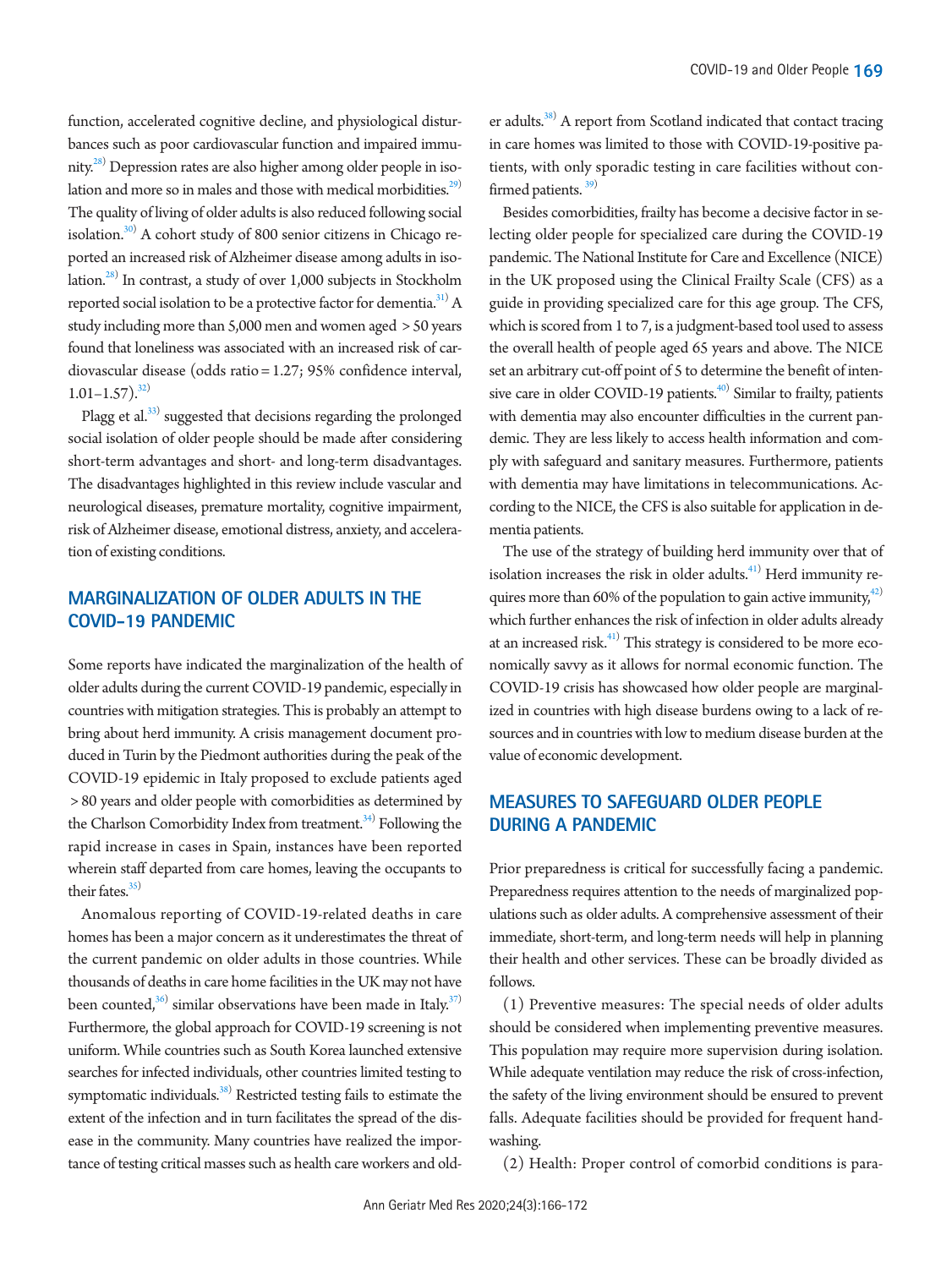function, accelerated cognitive decline, and physiological disturbances such as poor cardiovascular function and impaired immunity.[28] Depression rates are also higher among older people in isolation and more so in males and those with medical morbidities.[29] The quality of living of older adults is also reduced following social isolation.[30] A cohort study of 800 senior citizens in Chicago reported an increased risk of Alzheimer disease among adults in isolation.[28] In contrast, a study of over 1,000 subjects in Stockholm reported social isolation to be a protective factor for dementia.[31] A study including more than 5,000 men and women aged > 50 years found that loneliness was associated with an increased risk of cardiovascular disease (odds ratio = 1.27; 95% confidence interval, 1.01–1.57).[32]

Plagg et al.[33] suggested that decisions regarding the prolonged social isolation of older people should be made after considering short-term advantages and short- and long-term disadvantages. The disadvantages highlighted in this review include vascular and neurological diseases, premature mortality, cognitive impairment, risk of Alzheimer disease, emotional distress, anxiety, and acceleration of existing conditions.

## MARGINALIZATION OF OLDER ADULTS IN THE COVID-19 PANDEMIC

Some reports have indicated the marginalization of the health of older adults during the current COVID-19 pandemic, especially in countries with mitigation strategies. This is probably an attempt to bring about herd immunity. A crisis management document produced in Turin by the Piedmont authorities during the peak of the COVID-19 epidemic in Italy proposed to exclude patients aged > 80 years and older people with comorbidities as determined by the Charlson Comorbidity Index from treatment.[34] Following the rapid increase in cases in Spain, instances have been reported wherein staff departed from care homes, leaving the occupants to their fates.[35]

Anomalous reporting of COVID-19-related deaths in care homes has been a major concern as it underestimates the threat of the current pandemic on older adults in those countries. While thousands of deaths in care home facilities in the UK may not have been counted,[36] similar observations have been made in Italy.[37] Furthermore, the global approach for COVID-19 screening is not uniform. While countries such as South Korea launched extensive searches for infected individuals, other countries limited testing to symptomatic individuals.[38] Restricted testing fails to estimate the extent of the infection and in turn facilitates the spread of the disease in the community. Many countries have realized the importance of testing critical masses such as health care workers and older adults.[38] A report from Scotland indicated that contact tracing in care homes was limited to those with COVID-19-positive patients, with only sporadic testing in care facilities without confirmed patients.[39]

Besides comorbidities, frailty has become a decisive factor in selecting older people for specialized care during the COVID-19 pandemic. The National Institute for Care and Excellence (NICE) in the UK proposed using the Clinical Frailty Scale (CFS) as a guide in providing specialized care for this age group. The CFS, which is scored from 1 to 7, is a judgment-based tool used to assess the overall health of people aged 65 years and above. The NICE set an arbitrary cut-off point of 5 to determine the benefit of intensive care in older COVID-19 patients.[40] Similar to frailty, patients with dementia may also encounter difficulties in the current pandemic. They are less likely to access health information and comply with safeguard and sanitary measures. Furthermore, patients with dementia may have limitations in telecommunications. According to the NICE, the CFS is also suitable for application in dementia patients.

The use of the strategy of building herd immunity over that of isolation increases the risk in older adults.[41] Herd immunity requires more than 60% of the population to gain active immunity,[42] which further enhances the risk of infection in older adults already at an increased risk.[41] This strategy is considered to be more economically savvy as it allows for normal economic function. The COVID-19 crisis has showcased how older people are marginalized in countries with high disease burdens owing to a lack of resources and in countries with low to medium disease burden at the value of economic development.

## MEASURES TO SAFEGUARD OLDER PEOPLE DURING A PANDEMIC

Prior preparedness is critical for successfully facing a pandemic. Preparedness requires attention to the needs of marginalized populations such as older adults. A comprehensive assessment of their immediate, short-term, and long-term needs will help in planning their health and other services. These can be broadly divided as follows.

(1) Preventive measures: The special needs of older adults should be considered when implementing preventive measures. This population may require more supervision during isolation. While adequate ventilation may reduce the risk of cross-infection, the safety of the living environment should be ensured to prevent falls. Adequate facilities should be provided for frequent handwashing.

(2) Health: Proper control of comorbid conditions is para-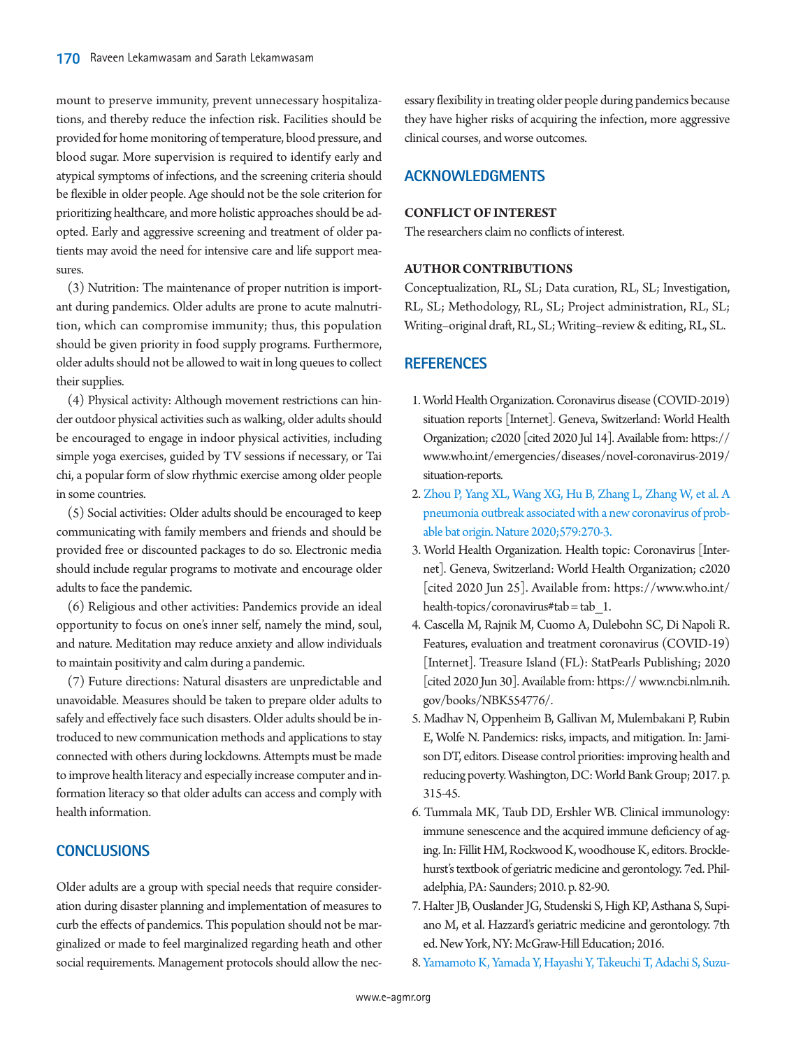mount to preserve immunity, prevent unnecessary hospitalizations, and thereby reduce the infection risk. Facilities should be provided for home monitoring of temperature, blood pressure, and blood sugar. More supervision is required to identify early and atypical symptoms of infections, and the screening criteria should be flexible in older people. Age should not be the sole criterion for prioritizing healthcare, and more holistic approaches should be adopted. Early and aggressive screening and treatment of older patients may avoid the need for intensive care and life support measures.

(3) Nutrition: The maintenance of proper nutrition is important during pandemics. Older adults are prone to acute malnutrition, which can compromise immunity; thus, this population should be given priority in food supply programs. Furthermore, older adults should not be allowed to wait in long queues to collect their supplies.

(4) Physical activity: Although movement restrictions can hinder outdoor physical activities such as walking, older adults should be encouraged to engage in indoor physical activities, including simple yoga exercises, guided by TV sessions if necessary, or Tai chi, a popular form of slow rhythmic exercise among older people in some countries.

(5) Social activities: Older adults should be encouraged to keep communicating with family members and friends and should be provided free or discounted packages to do so. Electronic media should include regular programs to motivate and encourage older adults to face the pandemic.

(6) Religious and other activities: Pandemics provide an ideal opportunity to focus on one's inner self, namely the mind, soul, and nature. Meditation may reduce anxiety and allow individuals to maintain positivity and calm during a pandemic.

(7) Future directions: Natural disasters are unpredictable and unavoidable. Measures should be taken to prepare older adults to safely and effectively face such disasters. Older adults should be introduced to new communication methods and applications to stay connected with others during lockdowns. Attempts must be made to improve health literacy and especially increase computer and information literacy so that older adults can access and comply with health information.

## CONCLUSIONS

Older adults are a group with special needs that require consideration during disaster planning and implementation of measures to curb the effects of pandemics. This population should not be marginalized or made to feel marginalized regarding heath and other social requirements. Management protocols should allow the necessary flexibility in treating older people during pandemics because they have higher risks of acquiring the infection, more aggressive clinical courses, and worse outcomes.

## ACKNOWLEDGMENTS

### CONFLICT OF INTEREST

The researchers claim no conflicts of interest.

### AUTHOR CONTRIBUTIONS

Conceptualization, RL, SL; Data curation, RL, SL; Investigation, RL, SL; Methodology, RL, SL; Project administration, RL, SL; Writing–original draft, RL, SL; Writing–review & editing, RL, SL.

## REFERENCES

1. World Health Organization. Coronavirus disease (COVID-2019) situation reports [Internet]. Geneva, Switzerland: World Health Organization; c2020 [cited 2020 Jul 14]. Available from: https://www.who.int/emergencies/diseases/novel-coronavirus-2019/situation-reports.
2. Zhou P, Yang XL, Wang XG, Hu B, Zhang L, Zhang W, et al. A pneumonia outbreak associated with a new coronavirus of probable bat origin. Nature 2020;579:270-3.
3. World Health Organization. Health topic: Coronavirus [Internet]. Geneva, Switzerland: World Health Organization; c2020 [cited 2020 Jun 25]. Available from: https://www.who.int/health-topics/coronavirus#tab=tab_1.
4. Cascella M, Rajnik M, Cuomo A, Dulebohn SC, Di Napoli R. Features, evaluation and treatment coronavirus (COVID-19) [Internet]. Treasure Island (FL): StatPearls Publishing; 2020 [cited 2020 Jun 30]. Available from: https:// www.ncbi.nlm.nih.gov/books/NBK554776/.
5. Madhav N, Oppenheim B, Gallivan M, Mulembakani P, Rubin E, Wolfe N. Pandemics: risks, impacts, and mitigation. In: Jamison DT, editors. Disease control priorities: improving health and reducing poverty. Washington, DC: World Bank Group; 2017. p. 315-45.
6. Tummala MK, Taub DD, Ershler WB. Clinical immunology: immune senescence and the acquired immune deficiency of aging. In: Fillit HM, Rockwood K, woodhouse K, editors. Brocklehurst's textbook of geriatric medicine and gerontology. 7ed. Philadelphia, PA: Saunders; 2010. p. 82-90.
7. Halter JB, Ouslander JG, Studenski S, High KP, Asthana S, Supiano M, et al. Hazzard's geriatric medicine and gerontology. 7th ed. New York, NY: McGraw-Hill Education; 2016.
8. Yamamoto K, Yamada Y, Hayashi Y, Takeuchi T, Adachi S, Suzu-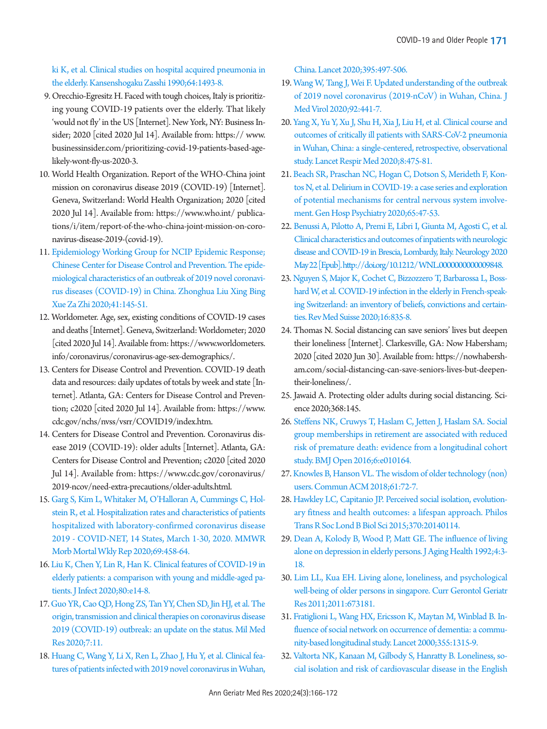ki K, et al. Clinical studies on hospital acquired pneumonia in the elderly. Kansenshogaku Zasshi 1990;64:1493-8.

9. Orecchio-Egresitz H. Faced with tough choices, Italy is prioritizing young COVID-19 patients over the elderly. That likely 'would not fly' in the US [Internet]. New York, NY: Business Insider; 2020 [cited 2020 Jul 14]. Available from: https:// www.businessinsider.com/prioritizing-covid-19-patients-based-age-likely-wont-fly-us-2020-3.
10. World Health Organization. Report of the WHO-China joint mission on coronavirus disease 2019 (COVID-19) [Internet]. Geneva, Switzerland: World Health Organization; 2020 [cited 2020 Jul 14]. Available from: https://www.who.int/ publications/i/item/report-of-the-who-china-joint-mission-on-coronavirus-disease-2019-(covid-19).
11. Epidemiology Working Group for NCIP Epidemic Response; Chinese Center for Disease Control and Prevention. The epidemiological characteristics of an outbreak of 2019 novel coronavirus diseases (COVID-19) in China. Zhonghua Liu Xing Bing Xue Za Zhi 2020;41:145-51.
12. Worldometer. Age, sex, existing conditions of COVID-19 cases and deaths [Internet]. Geneva, Switzerland: Worldometer; 2020 [cited 2020 Jul 14]. Available from: https://www.worldometers.info/coronavirus/coronavirus-age-sex-demographics/.
13. Centers for Disease Control and Prevention. COVID-19 death data and resources: daily updates of totals by week and state [Internet]. Atlanta, GA: Centers for Disease Control and Prevention; c2020 [cited 2020 Jul 14]. Available from: https://www.cdc.gov/nchs/nvss/vsrr/COVID19/index.htm.
14. Centers for Disease Control and Prevention. Coronavirus disease 2019 (COVID-19): older adults [Internet]. Atlanta, GA: Centers for Disease Control and Prevention; c2020 [cited 2020 Jul 14]. Available from: https://www.cdc.gov/coronavirus/2019-ncov/need-extra-precautions/older-adults.html.
15. Garg S, Kim L, Whitaker M, O'Halloran A, Cummings C, Holstein R, et al. Hospitalization rates and characteristics of patients hospitalized with laboratory-confirmed coronavirus disease 2019 - COVID-NET, 14 States, March 1-30, 2020. MMWR Morb Mortal Wkly Rep 2020;69:458-64.
16. Liu K, Chen Y, Lin R, Han K. Clinical features of COVID-19 in elderly patients: a comparison with young and middle-aged patients. J Infect 2020;80:e14-8.
17. Guo YR, Cao QD, Hong ZS, Tan YY, Chen SD, Jin HJ, et al. The origin, transmission and clinical therapies on coronavirus disease 2019 (COVID-19) outbreak: an update on the status. Mil Med Res 2020;7:11.
18. Huang C, Wang Y, Li X, Ren L, Zhao J, Hu Y, et al. Clinical features of patients infected with 2019 novel coronavirus in Wuhan, China. Lancet 2020;395:497-506.
19. Wang W, Tang J, Wei F. Updated understanding of the outbreak of 2019 novel coronavirus (2019-nCoV) in Wuhan, China. J Med Virol 2020;92:441-7.
20. Yang X, Yu Y, Xu J, Shu H, Xia J, Liu H, et al. Clinical course and outcomes of critically ill patients with SARS-CoV-2 pneumonia in Wuhan, China: a single-centered, retrospective, observational study. Lancet Respir Med 2020;8:475-81.
21. Beach SR, Praschan NC, Hogan C, Dotson S, Merideth F, Kontos N, et al. Delirium in COVID-19: a case series and exploration of potential mechanisms for central nervous system involvement. Gen Hosp Psychiatry 2020;65:47-53.
22. Benussi A, Pilotto A, Premi E, Libri I, Giunta M, Agosti C, et al. Clinical characteristics and outcomes of inpatients with neurologic disease and COVID-19 in Brescia, Lombardy, Italy. Neurology 2020 May 22 [Epub]. http://doi.org/10.1212/WNL.0000000000009848.
23. Nguyen S, Major K, Cochet C, Bizzozzero T, Barbarossa L, Bosshard W, et al. COVID-19 infection in the elderly in French-speaking Switzerland: an inventory of beliefs, convictions and certainties. Rev Med Suisse 2020;16:835-8.
24. Thomas N. Social distancing can save seniors' lives but deepen their loneliness [Internet]. Clarkesville, GA: Now Habersham; 2020 [cited 2020 Jun 30]. Available from: https://nowhabersham.com/social-distancing-can-save-seniors-lives-but-deepen-their-loneliness/.
25. Jawaid A. Protecting older adults during social distancing. Science 2020;368:145.
26. Steffens NK, Cruwys T, Haslam C, Jetten J, Haslam SA. Social group memberships in retirement are associated with reduced risk of premature death: evidence from a longitudinal cohort study. BMJ Open 2016;6:e010164.
27. Knowles B, Hanson VL. The wisdom of older technology (non) users. Commun ACM 2018;61:72-7.
28. Hawkley LC, Capitanio JP. Perceived social isolation, evolutionary fitness and health outcomes: a lifespan approach. Philos Trans R Soc Lond B Biol Sci 2015;370:20140114.
29. Dean A, Kolody B, Wood P, Matt GE. The influence of living alone on depression in elderly persons. J Aging Health 1992;4:3-18.
30. Lim LL, Kua EH. Living alone, loneliness, and psychological well-being of older persons in singapore. Curr Gerontol Geriatr Res 2011;2011:673181.
31. Fratiglioni L, Wang HX, Ericsson K, Maytan M, Winblad B. Influence of social network on occurrence of dementia: a community-based longitudinal study. Lancet 2000;355:1315-9.
32. Valtorta NK, Kanaan M, Gilbody S, Hanratty B. Loneliness, social isolation and risk of cardiovascular disease in the English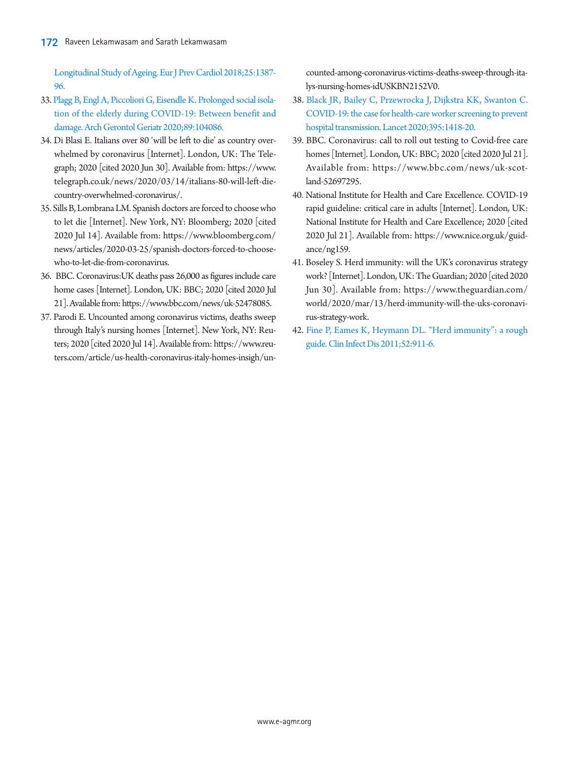Longitudinal Study of Ageing. Eur J Prev Cardiol 2018;25:1387-96.

33. Plagg B, Engl A, Piccoliori G, Eisendle K. Prolonged social isolation of the elderly during COVID-19: Between benefit and damage. Arch Gerontol Geriatr 2020;89:104086.
34. Di Blasi E. Italians over 80 'will be left to die' as country overwhelmed by coronavirus [Internet]. London, UK: The Telegraph; 2020 [cited 2020 Jun 30]. Available from: https://www.telegraph.co.uk/news/2020/03/14/italians-80-will-left-die-country-overwhelmed-coronavirus/.
35. Sills B, Lombrana LM. Spanish doctors are forced to choose who to let die [Internet]. New York, NY: Bloomberg; 2020 [cited 2020 Jul 14]. Available from: https://www.bloomberg.com/news/articles/2020-03-25/spanish-doctors-forced-to-choose-who-to-let-die-from-coronavirus.
36. BBC. Coronavirus:UK deaths pass 26,000 as figures include care home cases [Internet]. London, UK: BBC; 2020 [cited 2020 Jul 21]. Available from: https://www.bbc.com/news/uk-52478085.
37. Parodi E. Uncounted among coronavirus victims, deaths sweep through Italy's nursing homes [Internet]. New York, NY: Reuters; 2020 [cited 2020 Jul 14]. Available from: https://www.reuters.com/article/us-health-coronavirus-italy-homes-insigh/uncounted-among-coronavirus-victims-deaths-sweep-through-italys-nursing-homes-idUSKBN2152V0.
38. Black JR, Bailey C, Przewrocka J, Dijkstra KK, Swanton C. COVID-19: the case for health-care worker screening to prevent hospital transmission. Lancet 2020;395:1418-20.
39. BBC. Coronavirus: call to roll out testing to Covid-free care homes [Internet]. London, UK: BBC; 2020 [cited 2020 Jul 21]. Available from: https://www.bbc.com/news/uk-scotland-52697295.
40. National Institute for Health and Care Excellence. COVID-19 rapid guideline: critical care in adults [Internet]. London, UK: National Institute for Health and Care Excellence; 2020 [cited 2020 Jul 21]. Available from: https://www.nice.org.uk/guidance/ng159.
41. Boseley S. Herd immunity: will the UK's coronavirus strategy work? [Internet]. London, UK: The Guardian; 2020 [cited 2020 Jun 30]. Available from: https://www.theguardian.com/world/2020/mar/13/herd-immunity-will-the-uks-coronavirus-strategy-work.
42. Fine P, Eames K, Heymann DL. "Herd immunity": a rough guide. Clin Infect Dis 2011;52:911-6.